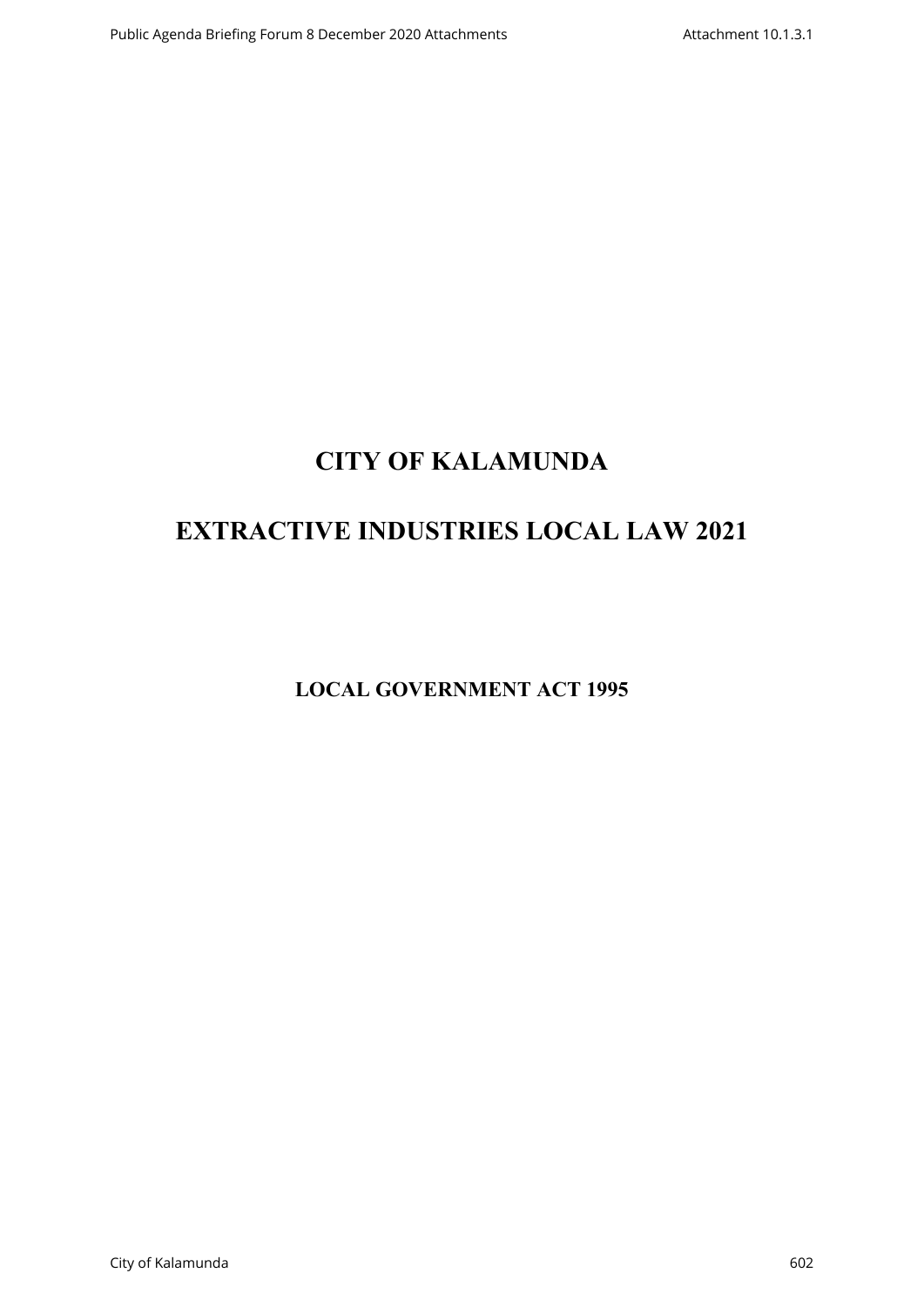# CITY OF KALAMUNDA

# EXTRACTIVE INDUSTRIES LOCAL LAW 2021

## LOCAL GOVERNMENT ACT 1995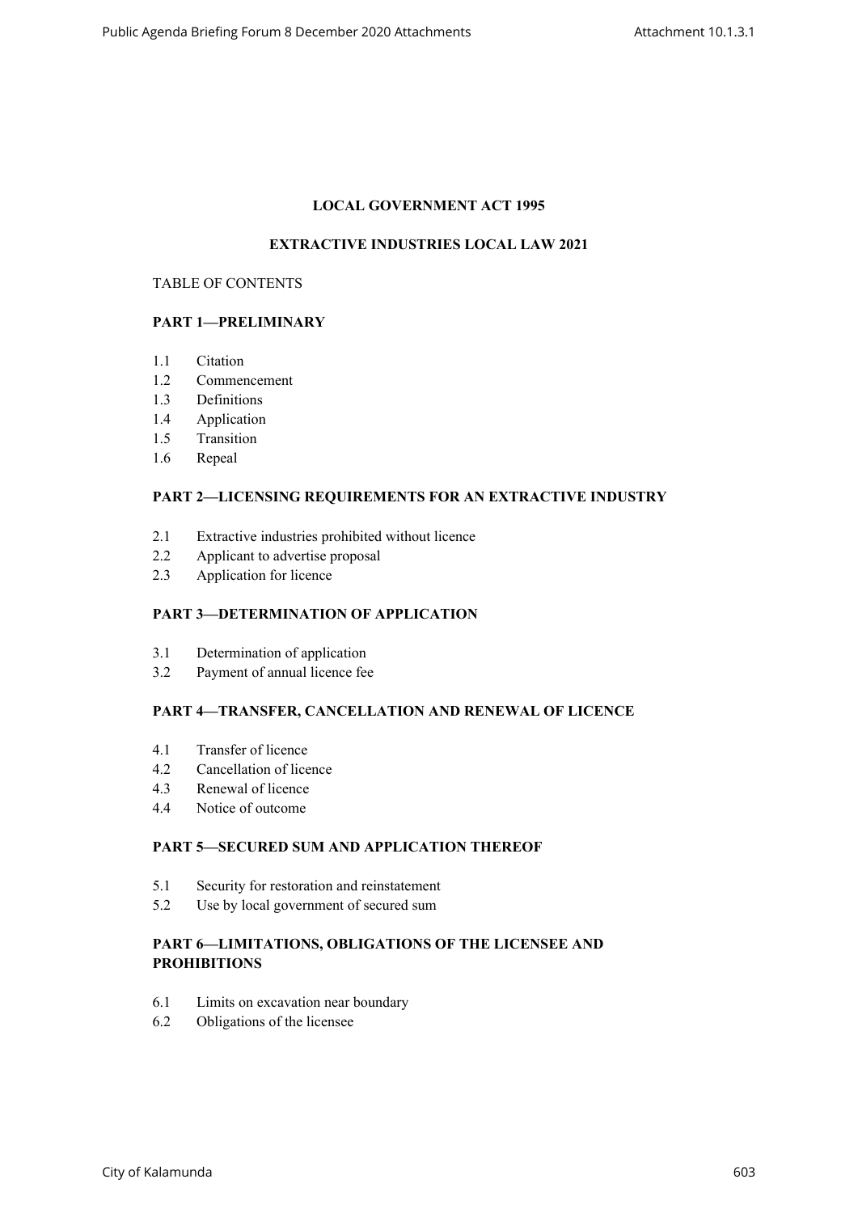**LOCAL GOVERNMENT ACT 1995**

**EXTRACTIVE INDUSTRIES LOCAL LAW 2021**

TABLE OF CONTENTS

**PART 1—PRELIMINARY**

1.1 Citation
1.2 Commencement
1.3 Definitions
1.4 Application
1.5 Transition
1.6 Repeal

**PART 2—LICENSING REQUIREMENTS FOR AN EXTRACTIVE INDUSTRY**

2.1 Extractive industries prohibited without licence
2.2 Applicant to advertise proposal
2.3 Application for licence

**PART 3—DETERMINATION OF APPLICATION**

3.1 Determination of application
3.2 Payment of annual licence fee

**PART 4—TRANSFER, CANCELLATION AND RENEWAL OF LICENCE**

4.1 Transfer of licence
4.2 Cancellation of licence
4.3 Renewal of licence
4.4 Notice of outcome

**PART 5—SECURED SUM AND APPLICATION THEREOF**

5.1 Security for restoration and reinstatement
5.2 Use by local government of secured sum

**PART 6—LIMITATIONS, OBLIGATIONS OF THE LICENSEE AND PROHIBITIONS**

6.1 Limits on excavation near boundary
6.2 Obligations of the licensee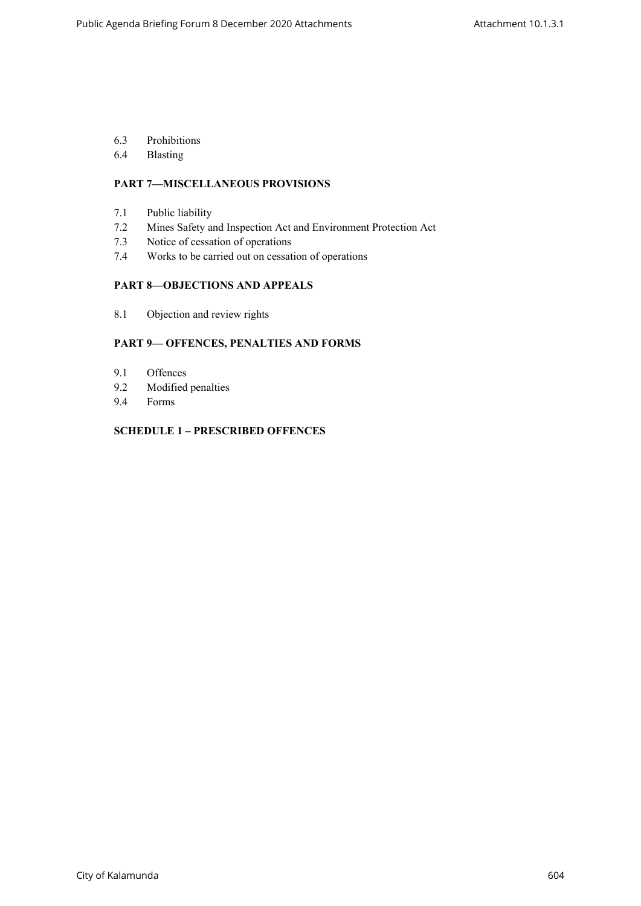6.3 Prohibitions
6.4 Blasting

**PART 7—MISCELLANEOUS PROVISIONS**

7.1 Public liability
7.2 Mines Safety and Inspection Act and Environment Protection Act
7.3 Notice of cessation of operations
7.4 Works to be carried out on cessation of operations

**PART 8—OBJECTIONS AND APPEALS**

8.1 Objection and review rights

**PART 9— OFFENCES, PENALTIES AND FORMS**

9.1 Offences
9.2 Modified penalties
9.4 Forms

**SCHEDULE 1 – PRESCRIBED OFFENCES**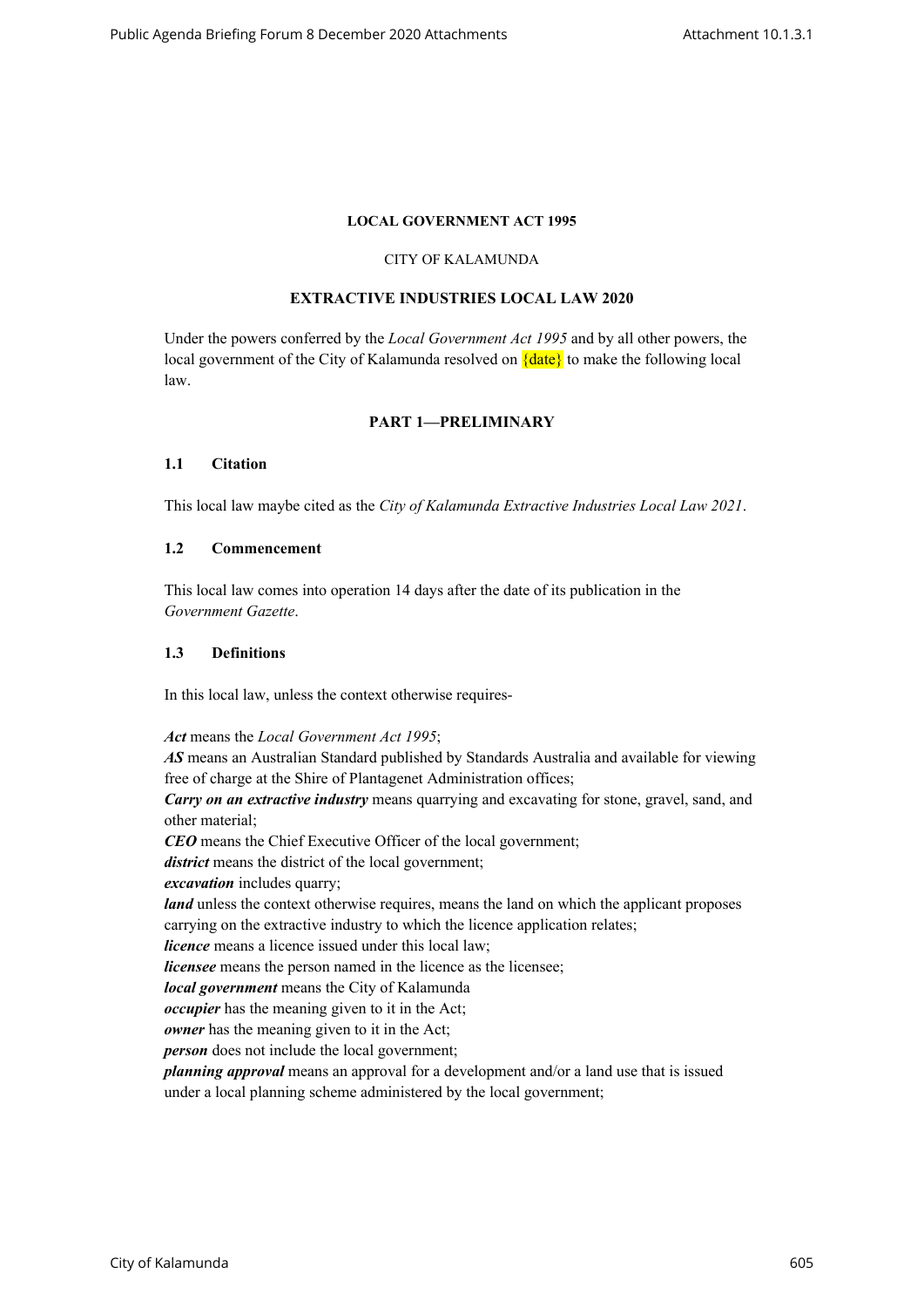**LOCAL GOVERNMENT ACT 1995**

CITY OF KALAMUNDA

**EXTRACTIVE INDUSTRIES LOCAL LAW 2020**

Under the powers conferred by the *Local Government Act 1995* and by all other powers, the local government of the City of Kalamunda resolved on {date} to make the following local law.

## PART 1—PRELIMINARY

### 1.1 Citation

This local law maybe cited as the *City of Kalamunda Extractive Industries Local Law 2021*.

### 1.2 Commencement

This local law comes into operation 14 days after the date of its publication in the *Government Gazette*.

### 1.3 Definitions

In this local law, unless the context otherwise requires-

***Act*** means the *Local Government Act 1995*;
***AS*** means an Australian Standard published by Standards Australia and available for viewing free of charge at the Shire of Plantagenet Administration offices;
***Carry on an extractive industry*** means quarrying and excavating for stone, gravel, sand, and other material;
***CEO*** means the Chief Executive Officer of the local government;
***district*** means the district of the local government;
***excavation*** includes quarry;
***land*** unless the context otherwise requires, means the land on which the applicant proposes carrying on the extractive industry to which the licence application relates;
***licence*** means a licence issued under this local law;
***licensee*** means the person named in the licence as the licensee;
***local government*** means the City of Kalamunda
***occupier*** has the meaning given to it in the Act;
***owner*** has the meaning given to it in the Act;
***person*** does not include the local government;
***planning approval*** means an approval for a development and/or a land use that is issued under a local planning scheme administered by the local government;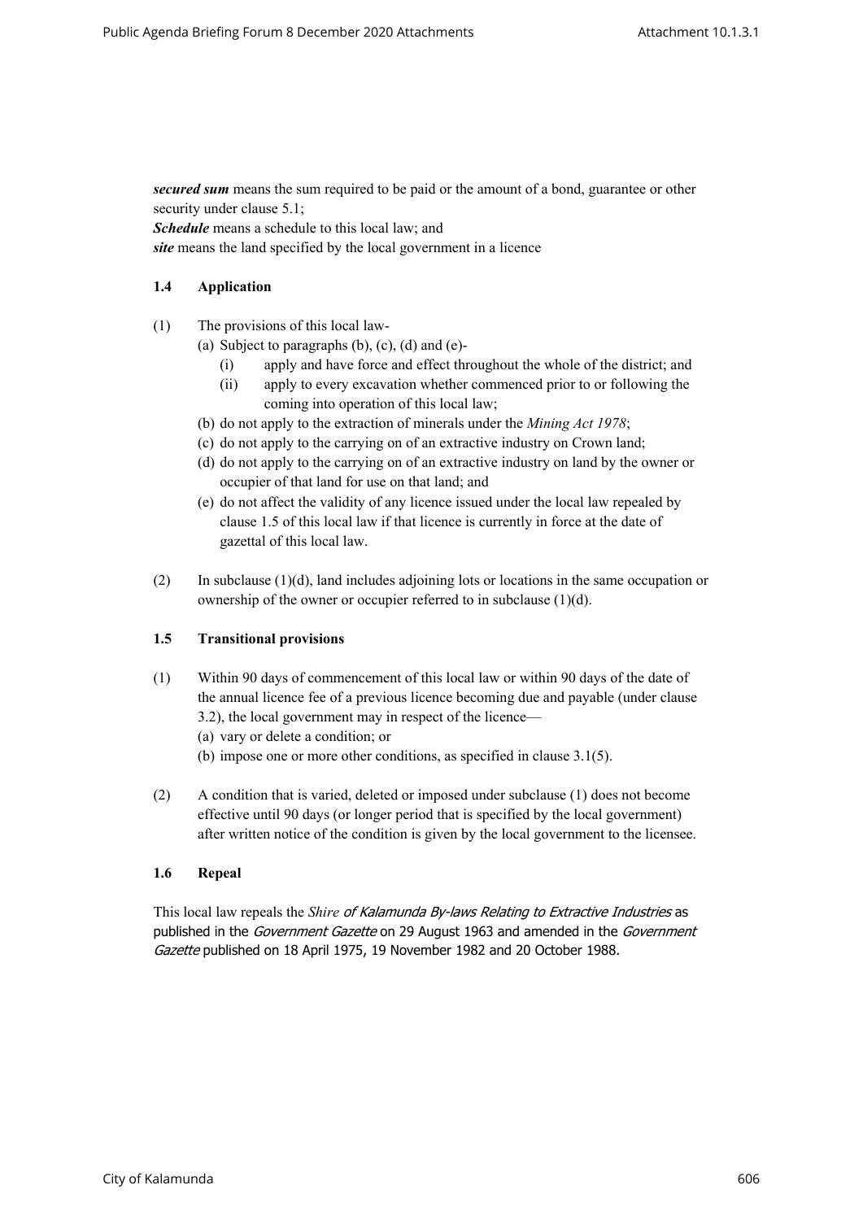***secured sum*** means the sum required to be paid or the amount of a bond, guarantee or other security under clause 5.1;

***Schedule*** means a schedule to this local law; and

***site*** means the land specified by the local government in a licence

### 1.4 Application

(1) The provisions of this local law-

(a) Subject to paragraphs (b), (c), (d) and (e)-

(i) apply and have force and effect throughout the whole of the district; and

(ii) apply to every excavation whether commenced prior to or following the coming into operation of this local law;

(b) do not apply to the extraction of minerals under the *Mining Act 1978*;

(c) do not apply to the carrying on of an extractive industry on Crown land;

(d) do not apply to the carrying on of an extractive industry on land by the owner or occupier of that land for use on that land; and

(e) do not affect the validity of any licence issued under the local law repealed by clause 1.5 of this local law if that licence is currently in force at the date of gazettal of this local law.

(2) In subclause (1)(d), land includes adjoining lots or locations in the same occupation or ownership of the owner or occupier referred to in subclause (1)(d).

### 1.5 Transitional provisions

(1) Within 90 days of commencement of this local law or within 90 days of the date of the annual licence fee of a previous licence becoming due and payable (under clause 3.2), the local government may in respect of the licence—

(a) vary or delete a condition; or

(b) impose one or more other conditions, as specified in clause 3.1(5).

(2) A condition that is varied, deleted or imposed under subclause (1) does not become effective until 90 days (or longer period that is specified by the local government) after written notice of the condition is given by the local government to the licensee.

### 1.6 Repeal

This local law repeals the *Shire of Kalamunda By-laws Relating to Extractive Industries* as published in the *Government Gazette* on 29 August 1963 and amended in the *Government Gazette* published on 18 April 1975, 19 November 1982 and 20 October 1988.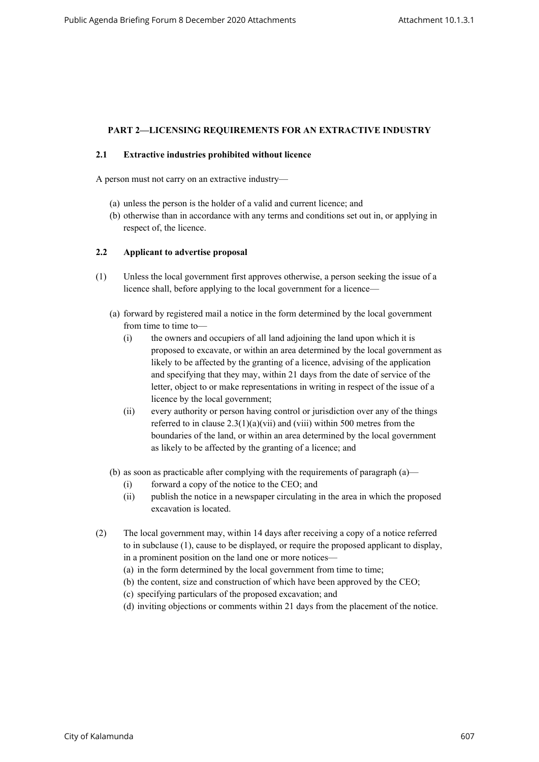## PART 2—LICENSING REQUIREMENTS FOR AN EXTRACTIVE INDUSTRY

### 2.1 Extractive industries prohibited without licence

A person must not carry on an extractive industry—

(a) unless the person is the holder of a valid and current licence; and
(b) otherwise than in accordance with any terms and conditions set out in, or applying in respect of, the licence.

### 2.2 Applicant to advertise proposal

(1) Unless the local government first approves otherwise, a person seeking the issue of a licence shall, before applying to the local government for a licence—

(a) forward by registered mail a notice in the form determined by the local government from time to time to—
   (i) the owners and occupiers of all land adjoining the land upon which it is proposed to excavate, or within an area determined by the local government as likely to be affected by the granting of a licence, advising of the application and specifying that they may, within 21 days from the date of service of the letter, object to or make representations in writing in respect of the issue of a licence by the local government;
   (ii) every authority or person having control or jurisdiction over any of the things referred to in clause 2.3(1)(a)(vii) and (viii) within 500 metres from the boundaries of the land, or within an area determined by the local government as likely to be affected by the granting of a licence; and

(b) as soon as practicable after complying with the requirements of paragraph (a)—
   (i) forward a copy of the notice to the CEO; and
   (ii) publish the notice in a newspaper circulating in the area in which the proposed excavation is located.

(2) The local government may, within 14 days after receiving a copy of a notice referred to in subclause (1), cause to be displayed, or require the proposed applicant to display, in a prominent position on the land one or more notices—
(a) in the form determined by the local government from time to time;
(b) the content, size and construction of which have been approved by the CEO;
(c) specifying particulars of the proposed excavation; and
(d) inviting objections or comments within 21 days from the placement of the notice.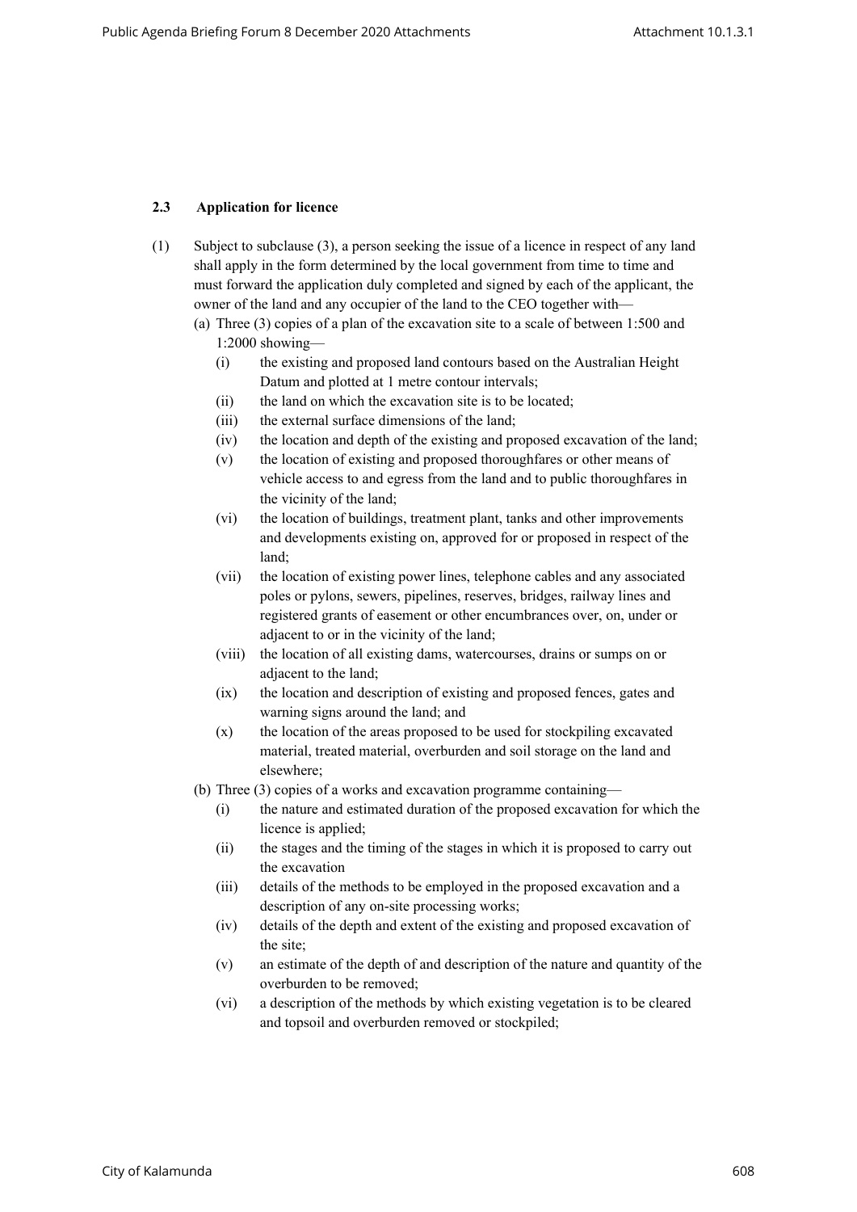### 2.3 Application for licence

(1) Subject to subclause (3), a person seeking the issue of a licence in respect of any land shall apply in the form determined by the local government from time to time and must forward the application duly completed and signed by each of the applicant, the owner of the land and any occupier of the land to the CEO together with—

(a) Three (3) copies of a plan of the excavation site to a scale of between 1:500 and 1:2000 showing—

   (i) the existing and proposed land contours based on the Australian Height Datum and plotted at 1 metre contour intervals;

   (ii) the land on which the excavation site is to be located;

   (iii) the external surface dimensions of the land;

   (iv) the location and depth of the existing and proposed excavation of the land;

   (v) the location of existing and proposed thoroughfares or other means of vehicle access to and egress from the land and to public thoroughfares in the vicinity of the land;

   (vi) the location of buildings, treatment plant, tanks and other improvements and developments existing on, approved for or proposed in respect of the land;

   (vii) the location of existing power lines, telephone cables and any associated poles or pylons, sewers, pipelines, reserves, bridges, railway lines and registered grants of easement or other encumbrances over, on, under or adjacent to or in the vicinity of the land;

   (viii) the location of all existing dams, watercourses, drains or sumps on or adjacent to the land;

   (ix) the location and description of existing and proposed fences, gates and warning signs around the land; and

   (x) the location of the areas proposed to be used for stockpiling excavated material, treated material, overburden and soil storage on the land and elsewhere;

(b) Three (3) copies of a works and excavation programme containing—

   (i) the nature and estimated duration of the proposed excavation for which the licence is applied;

   (ii) the stages and the timing of the stages in which it is proposed to carry out the excavation

   (iii) details of the methods to be employed in the proposed excavation and a description of any on-site processing works;

   (iv) details of the depth and extent of the existing and proposed excavation of the site;

   (v) an estimate of the depth of and description of the nature and quantity of the overburden to be removed;

   (vi) a description of the methods by which existing vegetation is to be cleared and topsoil and overburden removed or stockpiled;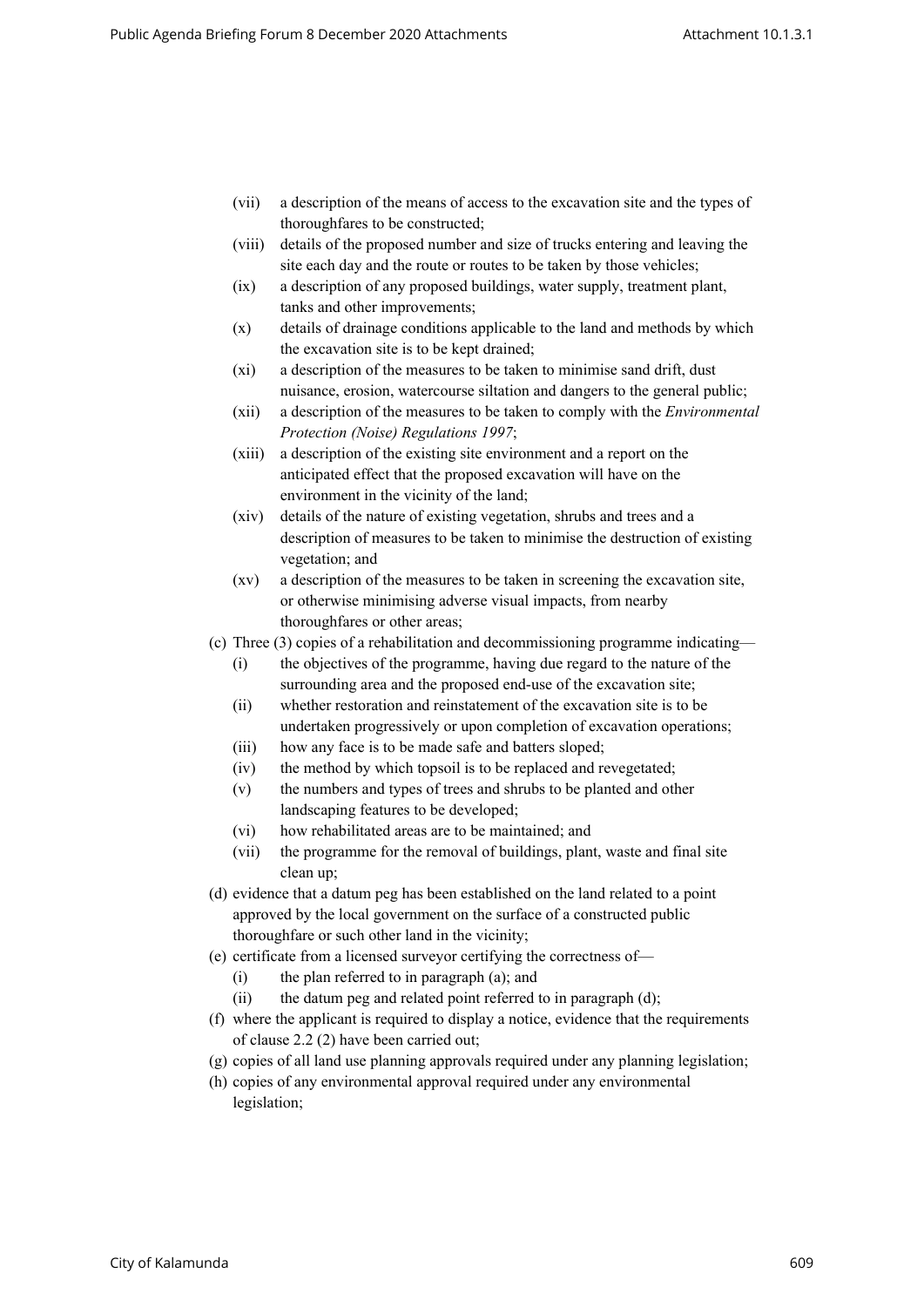- (vii) a description of the means of access to the excavation site and the types of thoroughfares to be constructed;
- (viii) details of the proposed number and size of trucks entering and leaving the site each day and the route or routes to be taken by those vehicles;
- (ix) a description of any proposed buildings, water supply, treatment plant, tanks and other improvements;
- (x) details of drainage conditions applicable to the land and methods by which the excavation site is to be kept drained;
- (xi) a description of the measures to be taken to minimise sand drift, dust nuisance, erosion, watercourse siltation and dangers to the general public;
- (xii) a description of the measures to be taken to comply with the *Environmental Protection (Noise) Regulations 1997*;
- (xiii) a description of the existing site environment and a report on the anticipated effect that the proposed excavation will have on the environment in the vicinity of the land;
- (xiv) details of the nature of existing vegetation, shrubs and trees and a description of measures to be taken to minimise the destruction of existing vegetation; and
- (xv) a description of the measures to be taken in screening the excavation site, or otherwise minimising adverse visual impacts, from nearby thoroughfares or other areas;

(c) Three (3) copies of a rehabilitation and decommissioning programme indicating—

- (i) the objectives of the programme, having due regard to the nature of the surrounding area and the proposed end-use of the excavation site;
- (ii) whether restoration and reinstatement of the excavation site is to be undertaken progressively or upon completion of excavation operations;
- (iii) how any face is to be made safe and batters sloped;
- (iv) the method by which topsoil is to be replaced and revegetated;
- (v) the numbers and types of trees and shrubs to be planted and other landscaping features to be developed;
- (vi) how rehabilitated areas are to be maintained; and
- (vii) the programme for the removal of buildings, plant, waste and final site clean up;

(d) evidence that a datum peg has been established on the land related to a point approved by the local government on the surface of a constructed public thoroughfare or such other land in the vicinity;

(e) certificate from a licensed surveyor certifying the correctness of—

- (i) the plan referred to in paragraph (a); and
- (ii) the datum peg and related point referred to in paragraph (d);

(f) where the applicant is required to display a notice, evidence that the requirements of clause 2.2 (2) have been carried out;

(g) copies of all land use planning approvals required under any planning legislation;

(h) copies of any environmental approval required under any environmental legislation;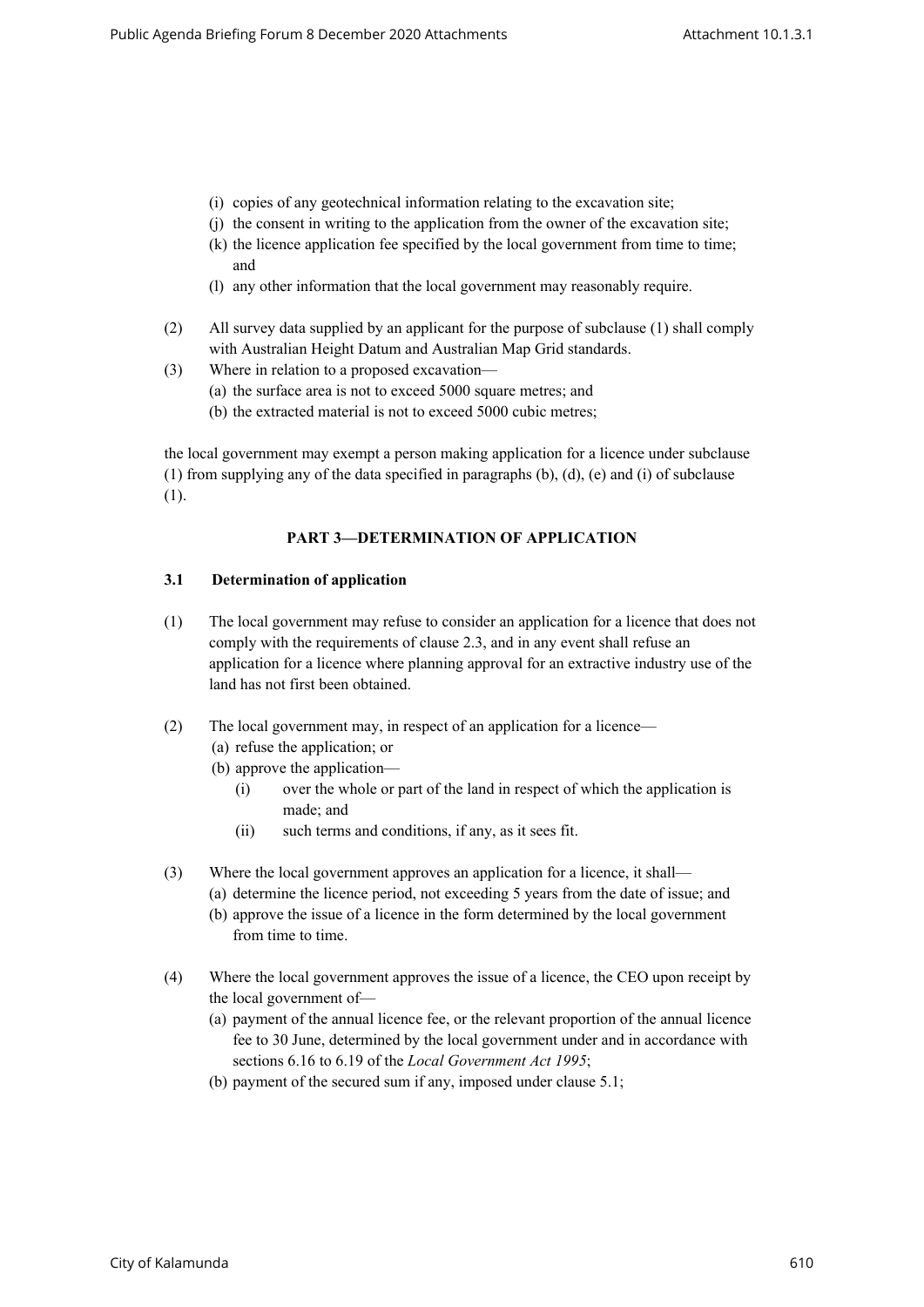(i) copies of any geotechnical information relating to the excavation site;
(j) the consent in writing to the application from the owner of the excavation site;
(k) the licence application fee specified by the local government from time to time; and
(l) any other information that the local government may reasonably require.

(2) All survey data supplied by an applicant for the purpose of subclause (1) shall comply with Australian Height Datum and Australian Map Grid standards.

(3) Where in relation to a proposed excavation—
(a) the surface area is not to exceed 5000 square metres; and
(b) the extracted material is not to exceed 5000 cubic metres;

the local government may exempt a person making application for a licence under subclause (1) from supplying any of the data specified in paragraphs (b), (d), (e) and (i) of subclause (1).

## PART 3—DETERMINATION OF APPLICATION

### 3.1 Determination of application

(1) The local government may refuse to consider an application for a licence that does not comply with the requirements of clause 2.3, and in any event shall refuse an application for a licence where planning approval for an extractive industry use of the land has not first been obtained.

(2) The local government may, in respect of an application for a licence—
(a) refuse the application; or
(b) approve the application—
  (i) over the whole or part of the land in respect of which the application is made; and
  (ii) such terms and conditions, if any, as it sees fit.

(3) Where the local government approves an application for a licence, it shall—
(a) determine the licence period, not exceeding 5 years from the date of issue; and
(b) approve the issue of a licence in the form determined by the local government from time to time.

(4) Where the local government approves the issue of a licence, the CEO upon receipt by the local government of—
(a) payment of the annual licence fee, or the relevant proportion of the annual licence fee to 30 June, determined by the local government under and in accordance with sections 6.16 to 6.19 of the *Local Government Act 1995*;
(b) payment of the secured sum if any, imposed under clause 5.1;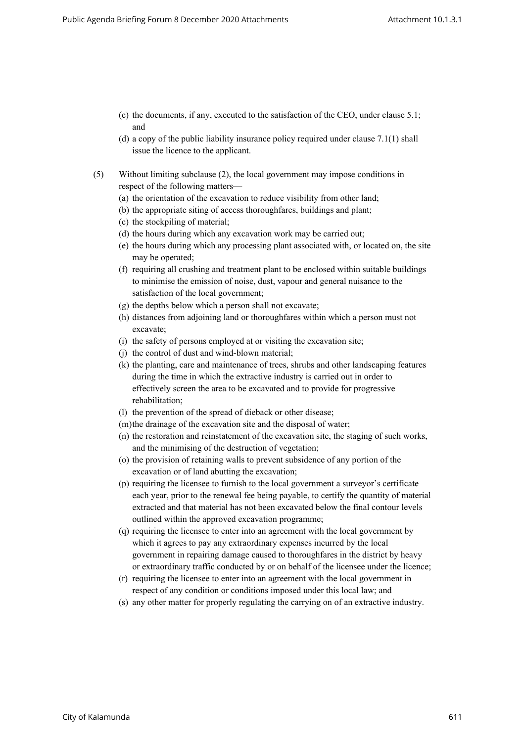(c) the documents, if any, executed to the satisfaction of the CEO, under clause 5.1; and

(d) a copy of the public liability insurance policy required under clause 7.1(1) shall issue the licence to the applicant.

(5) Without limiting subclause (2), the local government may impose conditions in respect of the following matters—

(a) the orientation of the excavation to reduce visibility from other land;

(b) the appropriate siting of access thoroughfares, buildings and plant;

(c) the stockpiling of material;

(d) the hours during which any excavation work may be carried out;

(e) the hours during which any processing plant associated with, or located on, the site may be operated;

(f) requiring all crushing and treatment plant to be enclosed within suitable buildings to minimise the emission of noise, dust, vapour and general nuisance to the satisfaction of the local government;

(g) the depths below which a person shall not excavate;

(h) distances from adjoining land or thoroughfares within which a person must not excavate;

(i) the safety of persons employed at or visiting the excavation site;

(j) the control of dust and wind-blown material;

(k) the planting, care and maintenance of trees, shrubs and other landscaping features during the time in which the extractive industry is carried out in order to effectively screen the area to be excavated and to provide for progressive rehabilitation;

(l) the prevention of the spread of dieback or other disease;

(m) the drainage of the excavation site and the disposal of water;

(n) the restoration and reinstatement of the excavation site, the staging of such works, and the minimising of the destruction of vegetation;

(o) the provision of retaining walls to prevent subsidence of any portion of the excavation or of land abutting the excavation;

(p) requiring the licensee to furnish to the local government a surveyor's certificate each year, prior to the renewal fee being payable, to certify the quantity of material extracted and that material has not been excavated below the final contour levels outlined within the approved excavation programme;

(q) requiring the licensee to enter into an agreement with the local government by which it agrees to pay any extraordinary expenses incurred by the local government in repairing damage caused to thoroughfares in the district by heavy or extraordinary traffic conducted by or on behalf of the licensee under the licence;

(r) requiring the licensee to enter into an agreement with the local government in respect of any condition or conditions imposed under this local law; and

(s) any other matter for properly regulating the carrying on of an extractive industry.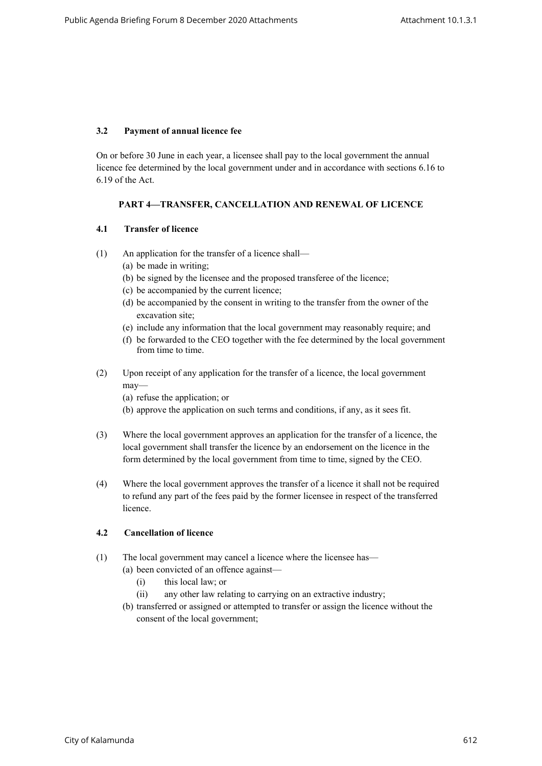### 3.2 Payment of annual licence fee

On or before 30 June in each year, a licensee shall pay to the local government the annual licence fee determined by the local government under and in accordance with sections 6.16 to 6.19 of the Act.

## PART 4—TRANSFER, CANCELLATION AND RENEWAL OF LICENCE

### 4.1 Transfer of licence

(1) An application for the transfer of a licence shall—
   (a) be made in writing;
   (b) be signed by the licensee and the proposed transferee of the licence;
   (c) be accompanied by the current licence;
   (d) be accompanied by the consent in writing to the transfer from the owner of the excavation site;
   (e) include any information that the local government may reasonably require; and
   (f) be forwarded to the CEO together with the fee determined by the local government from time to time.

(2) Upon receipt of any application for the transfer of a licence, the local government may—
   (a) refuse the application; or
   (b) approve the application on such terms and conditions, if any, as it sees fit.

(3) Where the local government approves an application for the transfer of a licence, the local government shall transfer the licence by an endorsement on the licence in the form determined by the local government from time to time, signed by the CEO.

(4) Where the local government approves the transfer of a licence it shall not be required to refund any part of the fees paid by the former licensee in respect of the transferred licence.

### 4.2 Cancellation of licence

(1) The local government may cancel a licence where the licensee has—
   (a) been convicted of an offence against—
      (i) this local law; or
      (ii) any other law relating to carrying on an extractive industry;
   (b) transferred or assigned or attempted to transfer or assign the licence without the consent of the local government;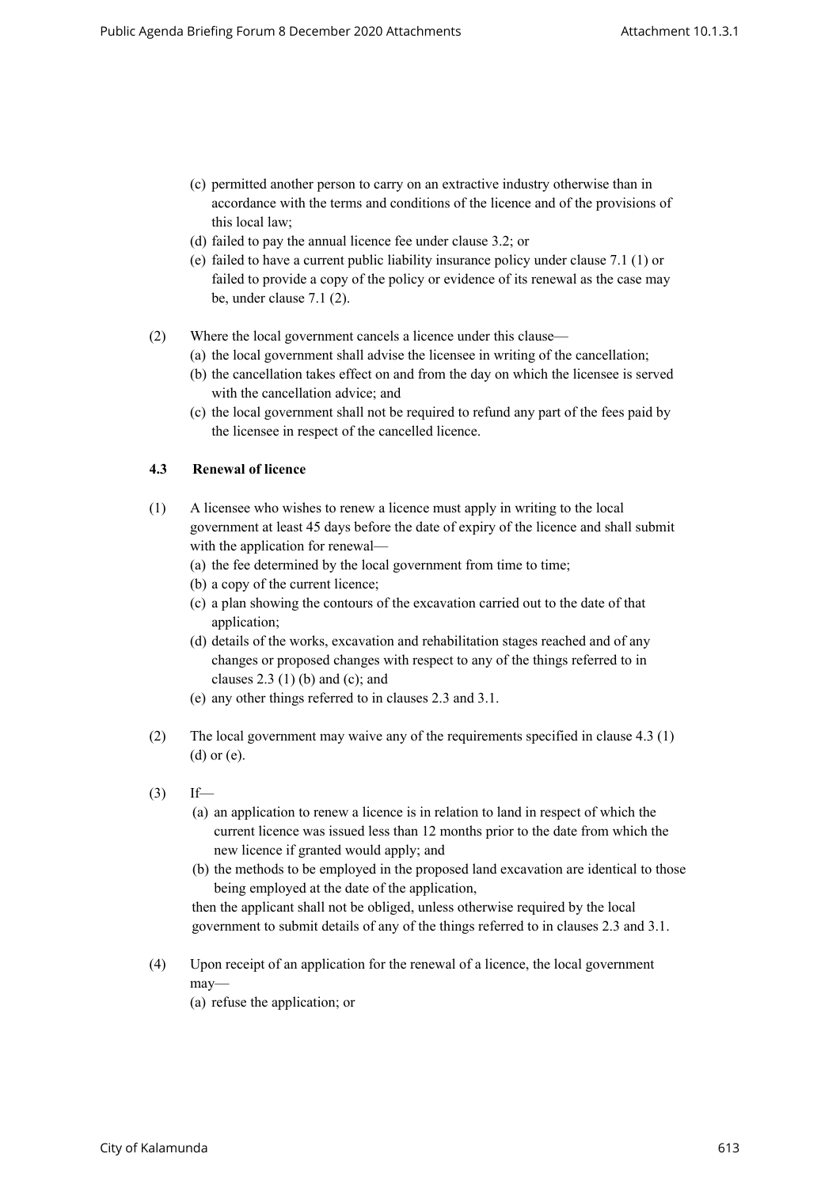(c) permitted another person to carry on an extractive industry otherwise than in accordance with the terms and conditions of the licence and of the provisions of this local law;

(d) failed to pay the annual licence fee under clause 3.2; or

(e) failed to have a current public liability insurance policy under clause 7.1 (1) or failed to provide a copy of the policy or evidence of its renewal as the case may be, under clause 7.1 (2).

(2) Where the local government cancels a licence under this clause—

(a) the local government shall advise the licensee in writing of the cancellation;

(b) the cancellation takes effect on and from the day on which the licensee is served with the cancellation advice; and

(c) the local government shall not be required to refund any part of the fees paid by the licensee in respect of the cancelled licence.

### 4.3 Renewal of licence

(1) A licensee who wishes to renew a licence must apply in writing to the local government at least 45 days before the date of expiry of the licence and shall submit with the application for renewal—

(a) the fee determined by the local government from time to time;

(b) a copy of the current licence;

(c) a plan showing the contours of the excavation carried out to the date of that application;

(d) details of the works, excavation and rehabilitation stages reached and of any changes or proposed changes with respect to any of the things referred to in clauses 2.3 (1) (b) and (c); and

(e) any other things referred to in clauses 2.3 and 3.1.

(2) The local government may waive any of the requirements specified in clause 4.3 (1) (d) or (e).

(3) If—

(a) an application to renew a licence is in relation to land in respect of which the current licence was issued less than 12 months prior to the date from which the new licence if granted would apply; and

(b) the methods to be employed in the proposed land excavation are identical to those being employed at the date of the application,

then the applicant shall not be obliged, unless otherwise required by the local government to submit details of any of the things referred to in clauses 2.3 and 3.1.

(4) Upon receipt of an application for the renewal of a licence, the local government may—

(a) refuse the application; or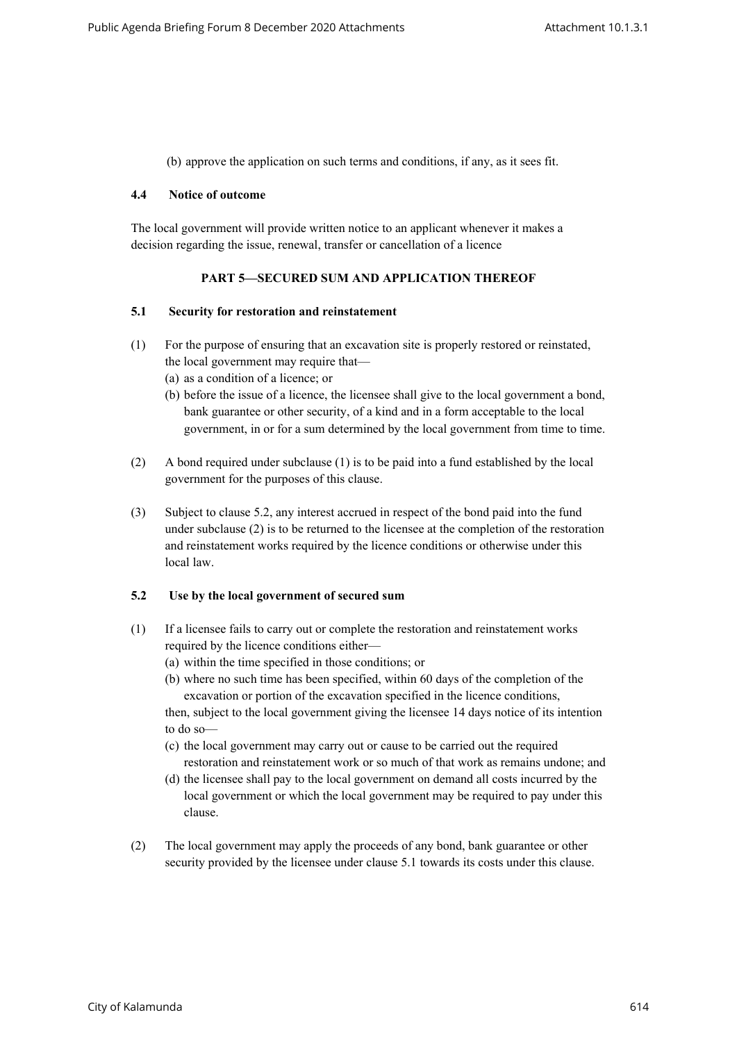(b) approve the application on such terms and conditions, if any, as it sees fit.

### 4.4 Notice of outcome

The local government will provide written notice to an applicant whenever it makes a decision regarding the issue, renewal, transfer or cancellation of a licence

## PART 5—SECURED SUM AND APPLICATION THEREOF

### 5.1 Security for restoration and reinstatement

(1) For the purpose of ensuring that an excavation site is properly restored or reinstated, the local government may require that—
   (a) as a condition of a licence; or
   (b) before the issue of a licence, the licensee shall give to the local government a bond, bank guarantee or other security, of a kind and in a form acceptable to the local government, in or for a sum determined by the local government from time to time.

(2) A bond required under subclause (1) is to be paid into a fund established by the local government for the purposes of this clause.

(3) Subject to clause 5.2, any interest accrued in respect of the bond paid into the fund under subclause (2) is to be returned to the licensee at the completion of the restoration and reinstatement works required by the licence conditions or otherwise under this local law.

### 5.2 Use by the local government of secured sum

(1) If a licensee fails to carry out or complete the restoration and reinstatement works required by the licence conditions either—
   (a) within the time specified in those conditions; or
   (b) where no such time has been specified, within 60 days of the completion of the excavation or portion of the excavation specified in the licence conditions,

   then, subject to the local government giving the licensee 14 days notice of its intention to do so—
   (c) the local government may carry out or cause to be carried out the required restoration and reinstatement work or so much of that work as remains undone; and
   (d) the licensee shall pay to the local government on demand all costs incurred by the local government or which the local government may be required to pay under this clause.

(2) The local government may apply the proceeds of any bond, bank guarantee or other security provided by the licensee under clause 5.1 towards its costs under this clause.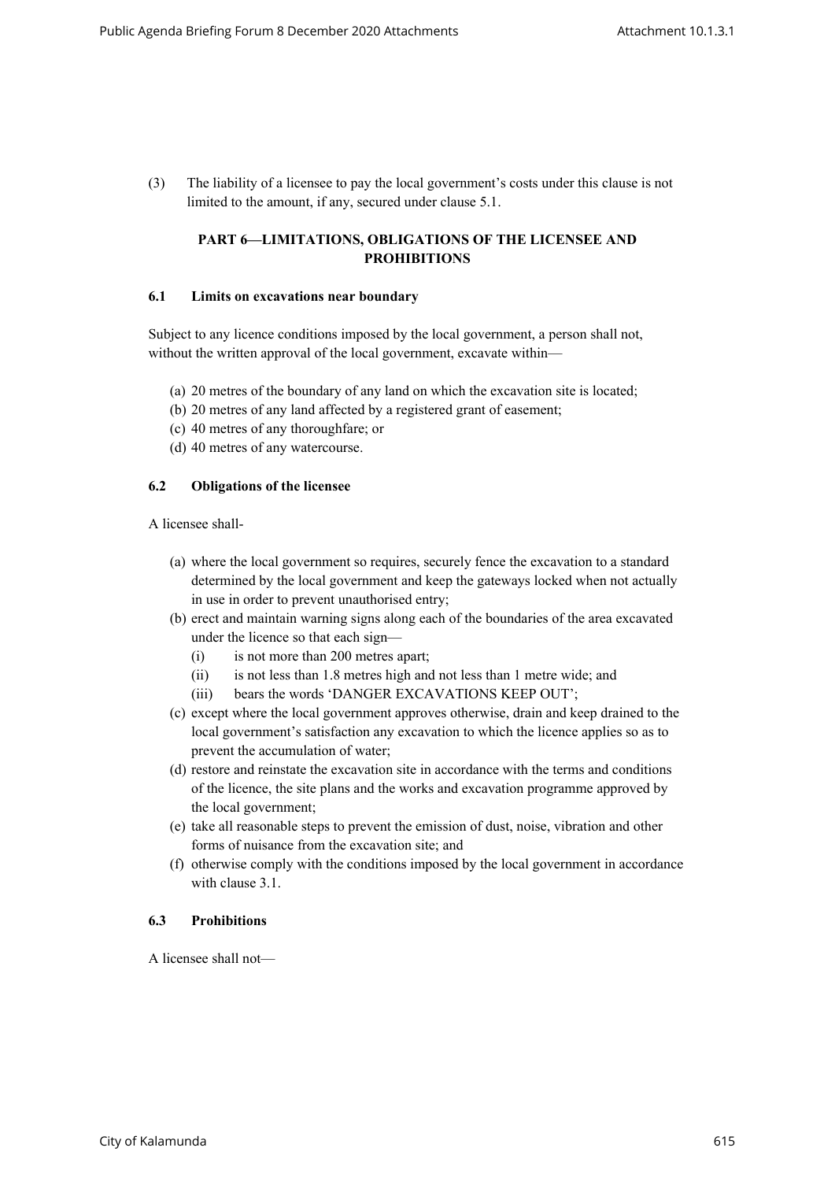(3) The liability of a licensee to pay the local government's costs under this clause is not limited to the amount, if any, secured under clause 5.1.

## PART 6—LIMITATIONS, OBLIGATIONS OF THE LICENSEE AND PROHIBITIONS

### 6.1 Limits on excavations near boundary

Subject to any licence conditions imposed by the local government, a person shall not, without the written approval of the local government, excavate within—

(a) 20 metres of the boundary of any land on which the excavation site is located;
(b) 20 metres of any land affected by a registered grant of easement;
(c) 40 metres of any thoroughfare; or
(d) 40 metres of any watercourse.

### 6.2 Obligations of the licensee

A licensee shall-

(a) where the local government so requires, securely fence the excavation to a standard determined by the local government and keep the gateways locked when not actually in use in order to prevent unauthorised entry;
(b) erect and maintain warning signs along each of the boundaries of the area excavated under the licence so that each sign—
   (i) is not more than 200 metres apart;
   (ii) is not less than 1.8 metres high and not less than 1 metre wide; and
   (iii) bears the words 'DANGER EXCAVATIONS KEEP OUT';
(c) except where the local government approves otherwise, drain and keep drained to the local government's satisfaction any excavation to which the licence applies so as to prevent the accumulation of water;
(d) restore and reinstate the excavation site in accordance with the terms and conditions of the licence, the site plans and the works and excavation programme approved by the local government;
(e) take all reasonable steps to prevent the emission of dust, noise, vibration and other forms of nuisance from the excavation site; and
(f) otherwise comply with the conditions imposed by the local government in accordance with clause 3.1.

### 6.3 Prohibitions

A licensee shall not—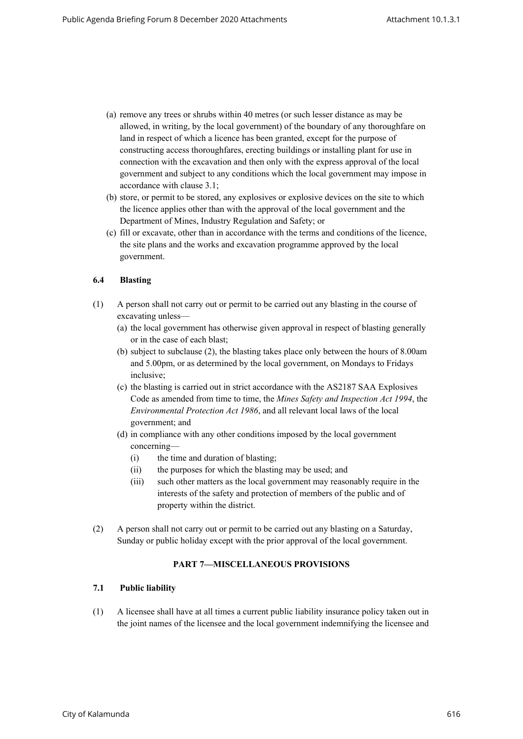(a) remove any trees or shrubs within 40 metres (or such lesser distance as may be allowed, in writing, by the local government) of the boundary of any thoroughfare on land in respect of which a licence has been granted, except for the purpose of constructing access thoroughfares, erecting buildings or installing plant for use in connection with the excavation and then only with the express approval of the local government and subject to any conditions which the local government may impose in accordance with clause 3.1;

(b) store, or permit to be stored, any explosives or explosive devices on the site to which the licence applies other than with the approval of the local government and the Department of Mines, Industry Regulation and Safety; or

(c) fill or excavate, other than in accordance with the terms and conditions of the licence, the site plans and the works and excavation programme approved by the local government.

### 6.4 Blasting

(1) A person shall not carry out or permit to be carried out any blasting in the course of excavating unless—

(a) the local government has otherwise given approval in respect of blasting generally or in the case of each blast;

(b) subject to subclause (2), the blasting takes place only between the hours of 8.00am and 5.00pm, or as determined by the local government, on Mondays to Fridays inclusive;

(c) the blasting is carried out in strict accordance with the AS2187 SAA Explosives Code as amended from time to time, the *Mines Safety and Inspection Act 1994*, the *Environmental Protection Act 1986*, and all relevant local laws of the local government; and

(d) in compliance with any other conditions imposed by the local government concerning—

(i) the time and duration of blasting;

(ii) the purposes for which the blasting may be used; and

(iii) such other matters as the local government may reasonably require in the interests of the safety and protection of members of the public and of property within the district.

(2) A person shall not carry out or permit to be carried out any blasting on a Saturday, Sunday or public holiday except with the prior approval of the local government.

## PART 7—MISCELLANEOUS PROVISIONS

### 7.1 Public liability

(1) A licensee shall have at all times a current public liability insurance policy taken out in the joint names of the licensee and the local government indemnifying the licensee and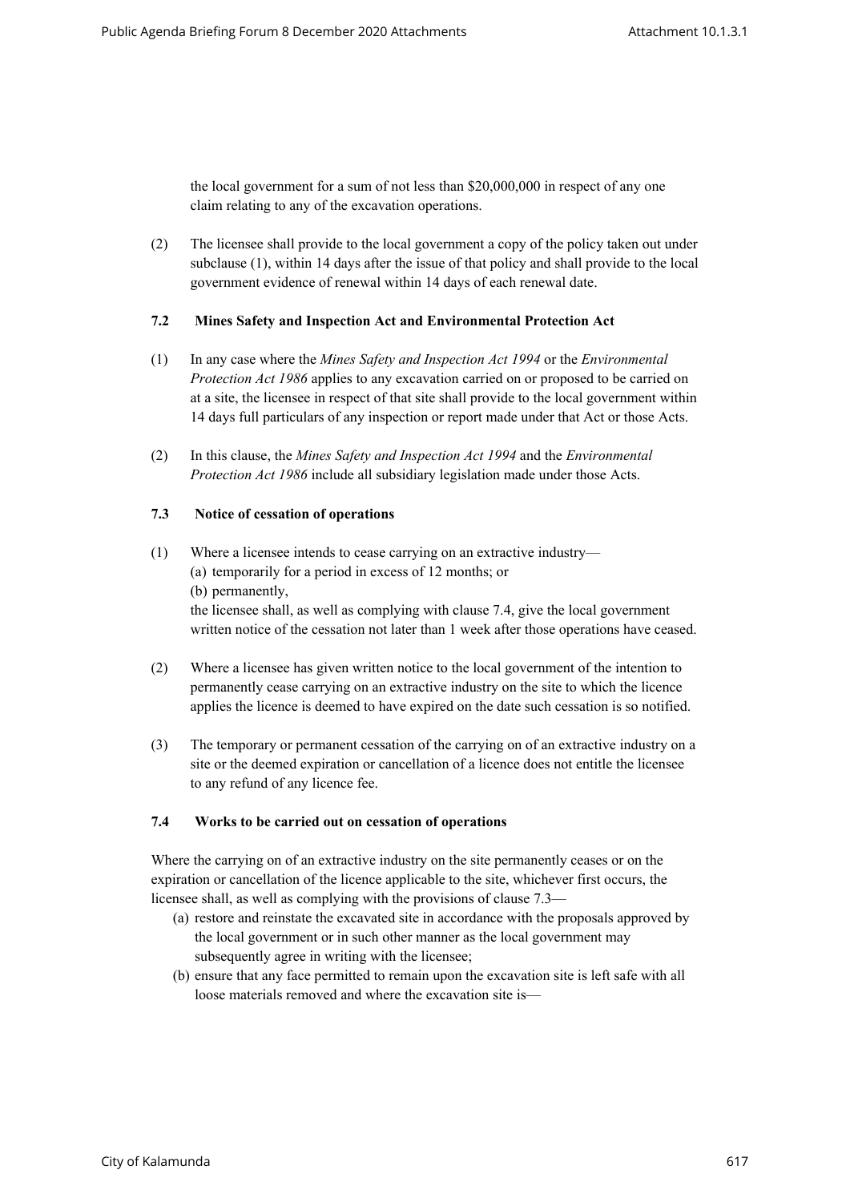the local government for a sum of not less than $20,000,000 in respect of any one claim relating to any of the excavation operations.

(2) The licensee shall provide to the local government a copy of the policy taken out under subclause (1), within 14 days after the issue of that policy and shall provide to the local government evidence of renewal within 14 days of each renewal date.

### 7.2 Mines Safety and Inspection Act and Environmental Protection Act

(1) In any case where the *Mines Safety and Inspection Act 1994* or the *Environmental Protection Act 1986* applies to any excavation carried on or proposed to be carried on at a site, the licensee in respect of that site shall provide to the local government within 14 days full particulars of any inspection or report made under that Act or those Acts.

(2) In this clause, the *Mines Safety and Inspection Act 1994* and the *Environmental Protection Act 1986* include all subsidiary legislation made under those Acts.

### 7.3 Notice of cessation of operations

(1) Where a licensee intends to cease carrying on an extractive industry—
   (a) temporarily for a period in excess of 12 months; or
   (b) permanently,
   
   the licensee shall, as well as complying with clause 7.4, give the local government written notice of the cessation not later than 1 week after those operations have ceased.

(2) Where a licensee has given written notice to the local government of the intention to permanently cease carrying on an extractive industry on the site to which the licence applies the licence is deemed to have expired on the date such cessation is so notified.

(3) The temporary or permanent cessation of the carrying on of an extractive industry on a site or the deemed expiration or cancellation of a licence does not entitle the licensee to any refund of any licence fee.

### 7.4 Works to be carried out on cessation of operations

Where the carrying on of an extractive industry on the site permanently ceases or on the expiration or cancellation of the licence applicable to the site, whichever first occurs, the licensee shall, as well as complying with the provisions of clause 7.3—

(a) restore and reinstate the excavated site in accordance with the proposals approved by the local government or in such other manner as the local government may subsequently agree in writing with the licensee;
(b) ensure that any face permitted to remain upon the excavation site is left safe with all loose materials removed and where the excavation site is—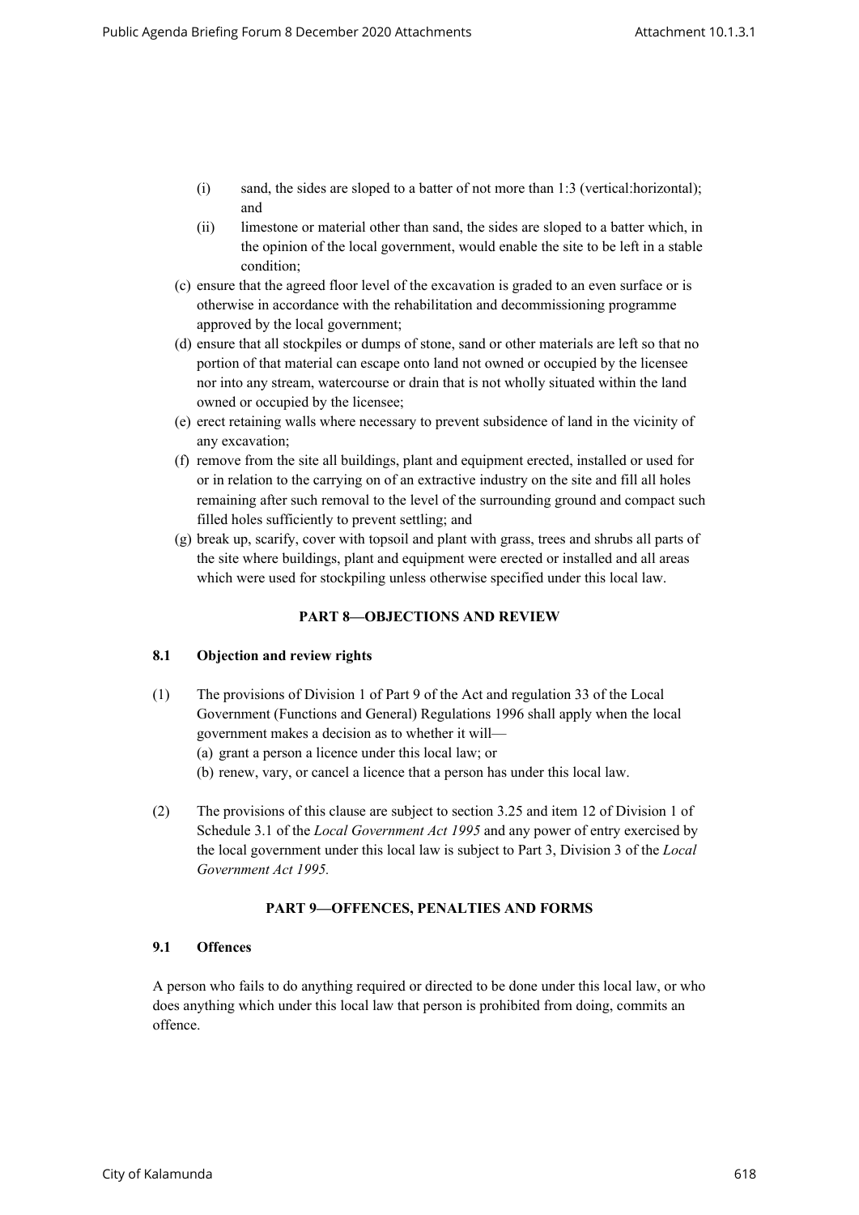(i) sand, the sides are sloped to a batter of not more than 1:3 (vertical:horizontal); and

(ii) limestone or material other than sand, the sides are sloped to a batter which, in the opinion of the local government, would enable the site to be left in a stable condition;

(c) ensure that the agreed floor level of the excavation is graded to an even surface or is otherwise in accordance with the rehabilitation and decommissioning programme approved by the local government;

(d) ensure that all stockpiles or dumps of stone, sand or other materials are left so that no portion of that material can escape onto land not owned or occupied by the licensee nor into any stream, watercourse or drain that is not wholly situated within the land owned or occupied by the licensee;

(e) erect retaining walls where necessary to prevent subsidence of land in the vicinity of any excavation;

(f) remove from the site all buildings, plant and equipment erected, installed or used for or in relation to the carrying on of an extractive industry on the site and fill all holes remaining after such removal to the level of the surrounding ground and compact such filled holes sufficiently to prevent settling; and

(g) break up, scarify, cover with topsoil and plant with grass, trees and shrubs all parts of the site where buildings, plant and equipment were erected or installed and all areas which were used for stockpiling unless otherwise specified under this local law.

## PART 8—OBJECTIONS AND REVIEW

### 8.1 Objection and review rights

(1) The provisions of Division 1 of Part 9 of the Act and regulation 33 of the Local Government (Functions and General) Regulations 1996 shall apply when the local government makes a decision as to whether it will—

(a) grant a person a licence under this local law; or

(b) renew, vary, or cancel a licence that a person has under this local law.

(2) The provisions of this clause are subject to section 3.25 and item 12 of Division 1 of Schedule 3.1 of the *Local Government Act 1995* and any power of entry exercised by the local government under this local law is subject to Part 3, Division 3 of the *Local Government Act 1995.*

## PART 9—OFFENCES, PENALTIES AND FORMS

### 9.1 Offences

A person who fails to do anything required or directed to be done under this local law, or who does anything which under this local law that person is prohibited from doing, commits an offence.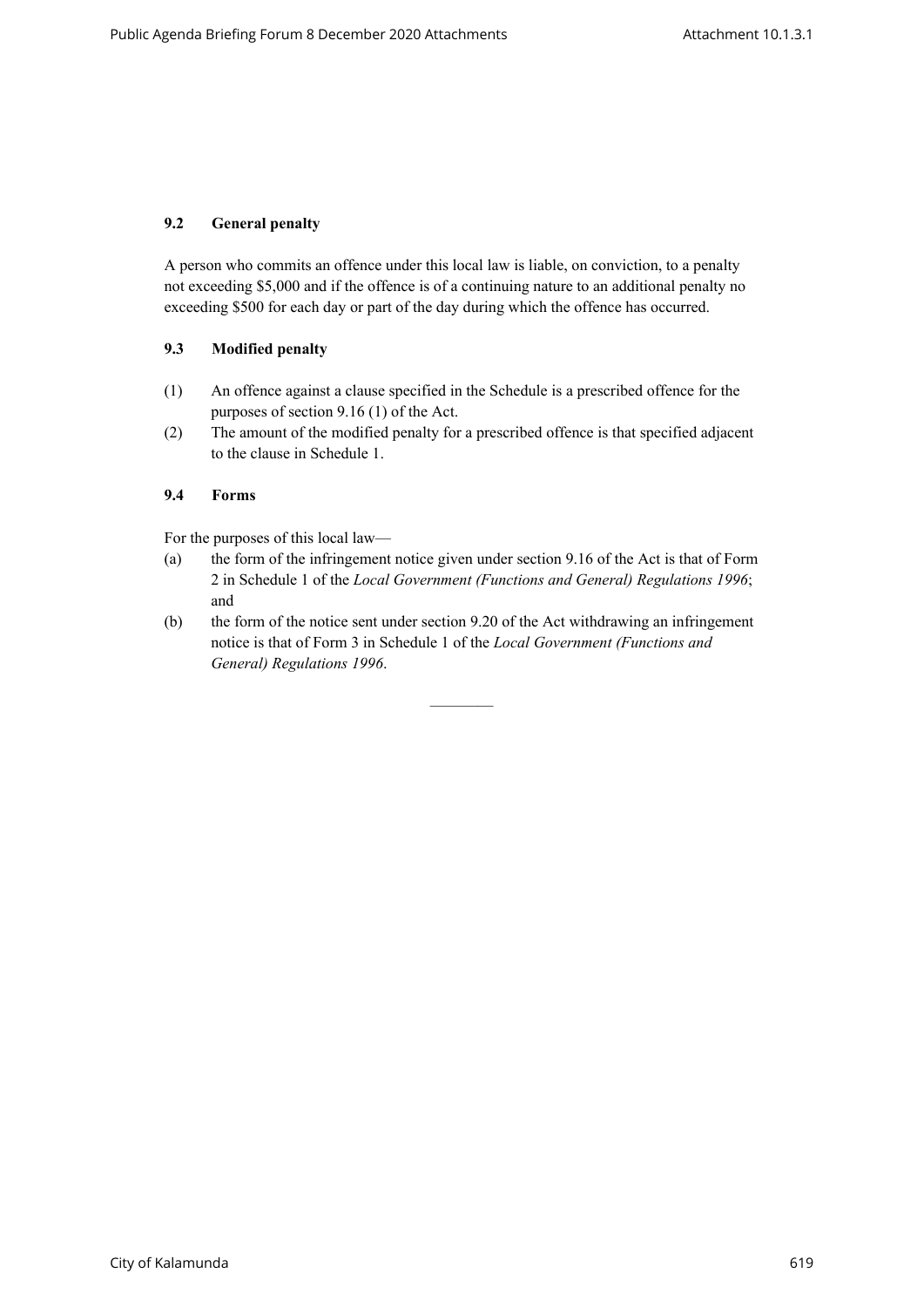### 9.2 General penalty

A person who commits an offence under this local law is liable, on conviction, to a penalty not exceeding $5,000 and if the offence is of a continuing nature to an additional penalty no exceeding $500 for each day or part of the day during which the offence has occurred.

### 9.3 Modified penalty

(1) An offence against a clause specified in the Schedule is a prescribed offence for the purposes of section 9.16 (1) of the Act.

(2) The amount of the modified penalty for a prescribed offence is that specified adjacent to the clause in Schedule 1.

### 9.4 Forms

For the purposes of this local law—

(a) the form of the infringement notice given under section 9.16 of the Act is that of Form 2 in Schedule 1 of the *Local Government (Functions and General) Regulations 1996*; and

(b) the form of the notice sent under section 9.20 of the Act withdrawing an infringement notice is that of Form 3 in Schedule 1 of the *Local Government (Functions and General) Regulations 1996*.

————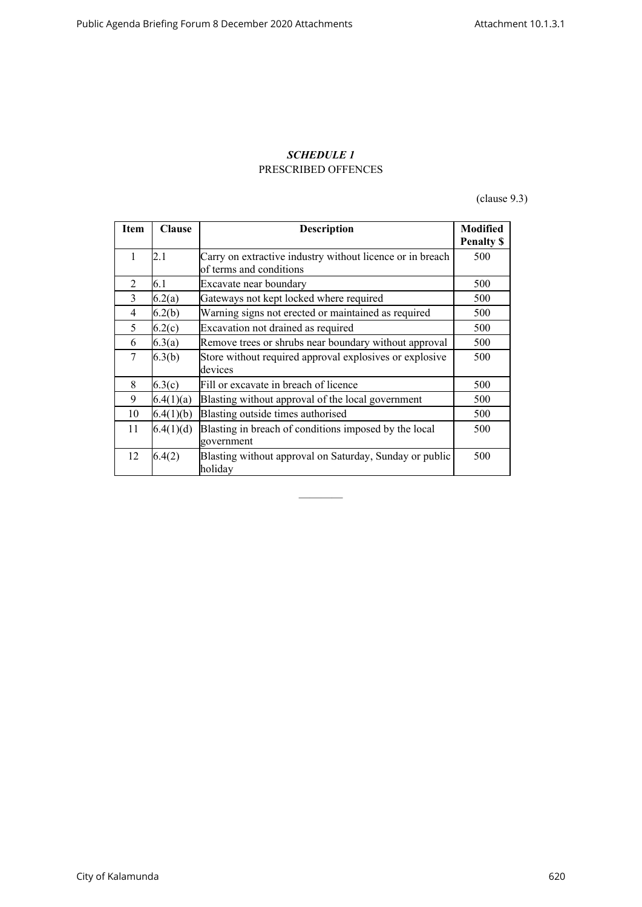## *SCHEDULE 1*

PRESCRIBED OFFENCES

(clause 9.3)

| Item | Clause | Description | Modified Penalty $ |
|---|---|---|---|
| 1 | 2.1 | Carry on extractive industry without licence or in breach of terms and conditions | 500 |
| 2 | 6.1 | Excavate near boundary | 500 |
| 3 | 6.2(a) | Gateways not kept locked where required | 500 |
| 4 | 6.2(b) | Warning signs not erected or maintained as required | 500 |
| 5 | 6.2(c) | Excavation not drained as required | 500 |
| 6 | 6.3(a) | Remove trees or shrubs near boundary without approval | 500 |
| 7 | 6.3(b) | Store without required approval explosives or explosive devices | 500 |
| 8 | 6.3(c) | Fill or excavate in breach of licence | 500 |
| 9 | 6.4(1)(a) | Blasting without approval of the local government | 500 |
| 10 | 6.4(1)(b) | Blasting outside times authorised | 500 |
| 11 | 6.4(1)(d) | Blasting in breach of conditions imposed by the local government | 500 |
| 12 | 6.4(2) | Blasting without approval on Saturday, Sunday or public holiday | 500 |

————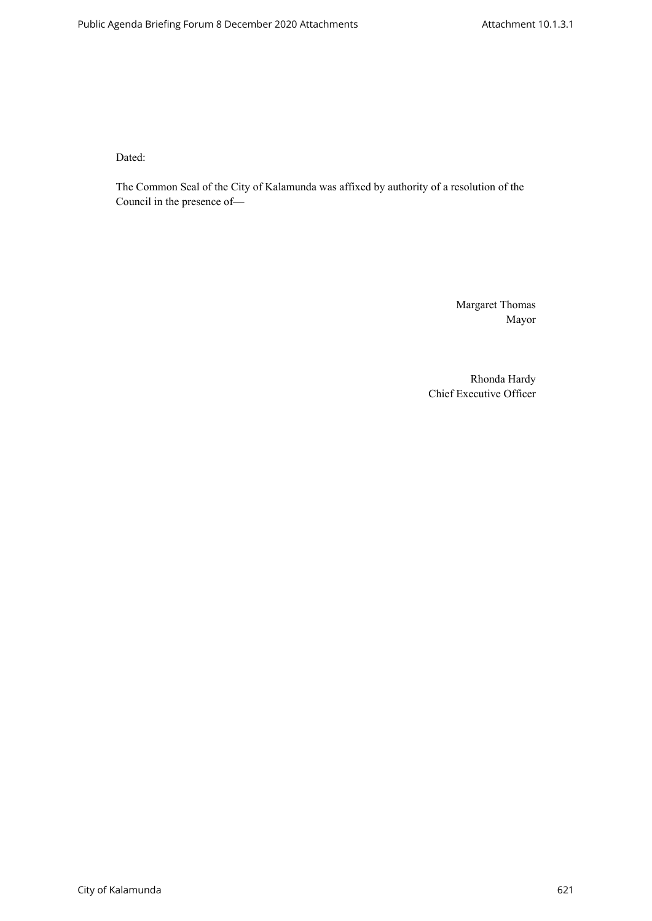Dated:

The Common Seal of the City of Kalamunda was affixed by authority of a resolution of the Council in the presence of—

Margaret Thomas
Mayor

Rhonda Hardy
Chief Executive Officer